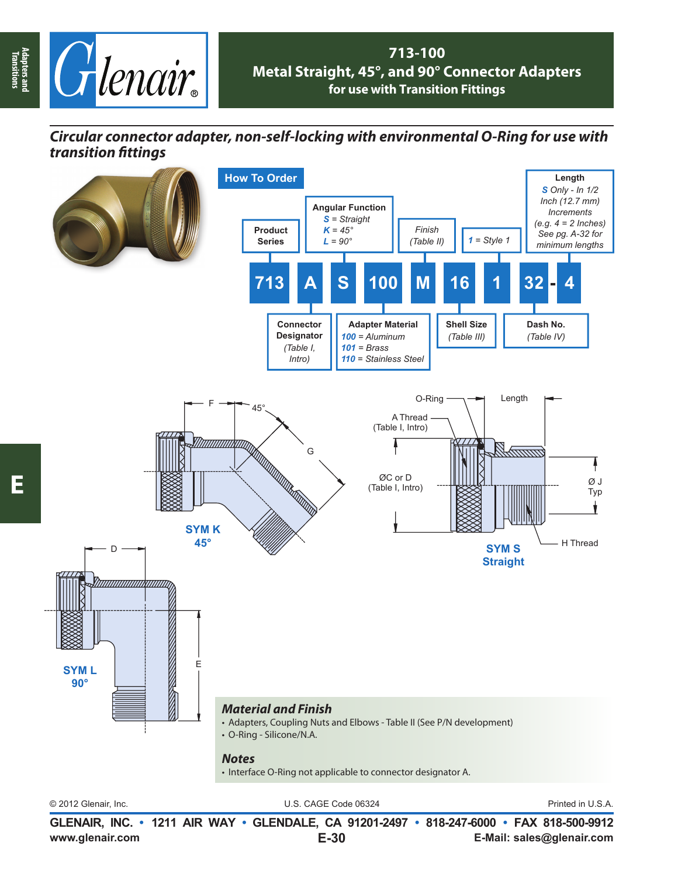# 713-100
## Metal Straight, 45°, and 90° Connector Adapters
### for use with Transition Fittings

*Circular connector adapter, non-self-locking with environmental O-Ring for use with transition fittings*

## How To Order

| 713 | A | S | 100 | M | 16 | 1 | 32 | - 4 |
|---|---|---|---|---|---|---|---|---|
| Product Series | Connector Designator (Table I, Intro) | Angular Function: S = Straight, K = 45°, L = 90° | Adapter Material: 100 = Aluminum, 101 = Brass, 110 = Stainless Steel | Finish (Table II) | Shell Size (Table III) | 1 = Style 1 | Dash No. (Table IV) | Length: S Only - In 1/2 Inch (12.7 mm) Increments (e.g. 4 = 2 Inches) See pg. A-32 for minimum lengths |

SYM K 45°: F, 45°, G

SYM L 90°: D, E

SYM S Straight: O-Ring, Length, A Thread (Table I, Intro), ØC or D (Table I, Intro), Ø J Typ, H Thread

### Material and Finish
- Adapters, Coupling Nuts and Elbows - Table II (See P/N development)
- O-Ring - Silicone/N.A.

### Notes
- Interface O-Ring not applicable to connector designator A.

© 2012 Glenair, Inc. U.S. CAGE Code 06324 Printed in U.S.A.

GLENAIR, INC. • 1211 AIR WAY • GLENDALE, CA 91201-2497 • 818-247-6000 • FAX 818-500-9912
www.glenair.com E-Mail: sales@glenair.com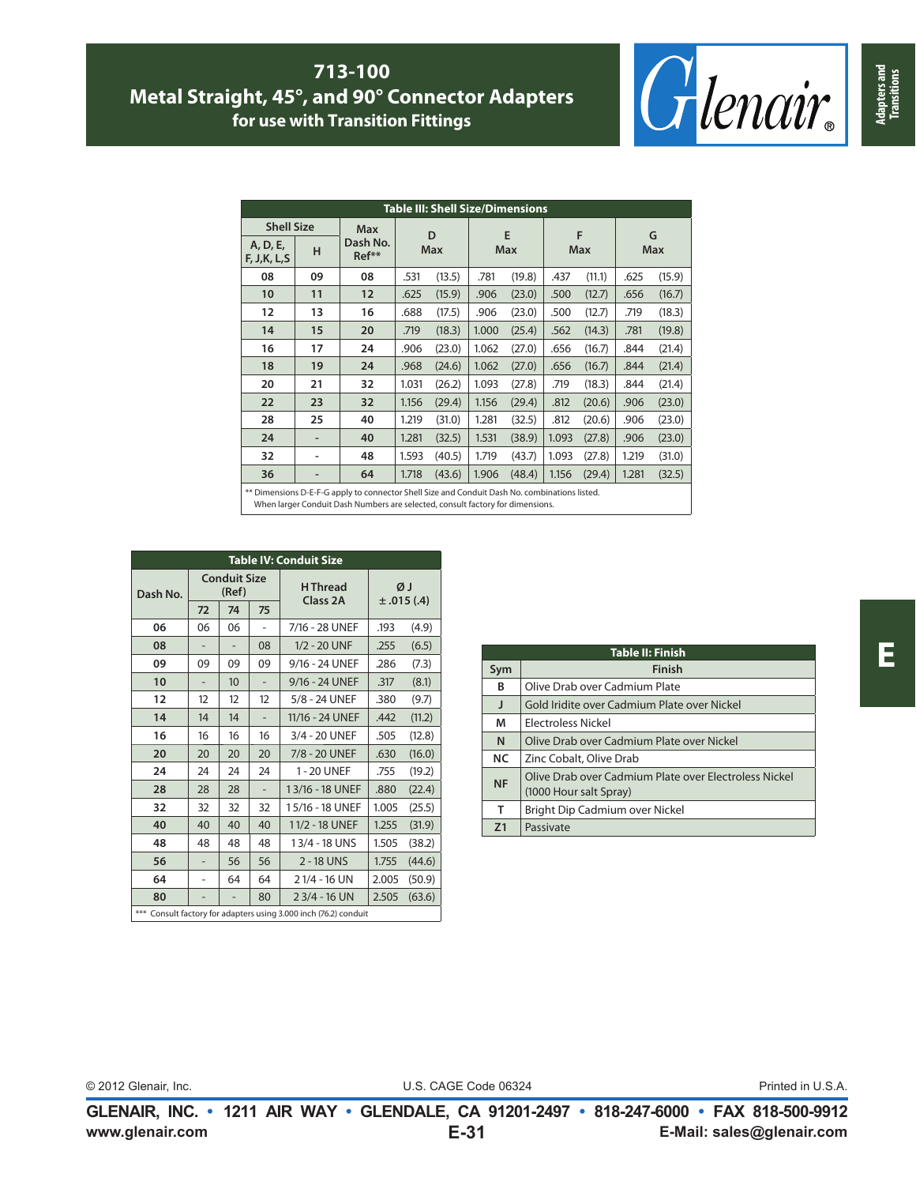# 713-100
## Metal Straight, 45°, and 90° Connector Adapters
### for use with Transition Fittings

**Table III: Shell Size/Dimensions**

| Shell Size | | Max Dash No. Ref** | D Max | | E Max | | F Max | | G Max | |
|---|---|---|---|---|---|---|---|---|---|---|
| A, D, E, F, J,K, L,S | H | | | | | | | | | |
| 08 | 09 | 08 | .531 | (13.5) | .781 | (19.8) | .437 | (11.1) | .625 | (15.9) |
| 10 | 11 | 12 | .625 | (15.9) | .906 | (23.0) | .500 | (12.7) | .656 | (16.7) |
| 12 | 13 | 16 | .688 | (17.5) | .906 | (23.0) | .500 | (12.7) | .719 | (18.3) |
| 14 | 15 | 20 | .719 | (18.3) | 1.000 | (25.4) | .562 | (14.3) | .781 | (19.8) |
| 16 | 17 | 24 | .906 | (23.0) | 1.062 | (27.0) | .656 | (16.7) | .844 | (21.4) |
| 18 | 19 | 24 | .968 | (24.6) | 1.062 | (27.0) | .656 | (16.7) | .844 | (21.4) |
| 20 | 21 | 32 | 1.031 | (26.2) | 1.093 | (27.8) | .719 | (18.3) | .844 | (21.4) |
| 22 | 23 | 32 | 1.156 | (29.4) | 1.156 | (29.4) | .812 | (20.6) | .906 | (23.0) |
| 28 | 25 | 40 | 1.219 | (31.0) | 1.281 | (32.5) | .812 | (20.6) | .906 | (23.0) |
| 24 | - | 40 | 1.281 | (32.5) | 1.531 | (38.9) | 1.093 | (27.8) | .906 | (23.0) |
| 32 | - | 48 | 1.593 | (40.5) | 1.719 | (43.7) | 1.093 | (27.8) | 1.219 | (31.0) |
| 36 | - | 64 | 1.718 | (43.6) | 1.906 | (48.4) | 1.156 | (29.4) | 1.281 | (32.5) |

** Dimensions D-E-F-G apply to connector Shell Size and Conduit Dash No. combinations listed. When larger Conduit Dash Numbers are selected, consult factory for dimensions.

**Table IV: Conduit Size**

| Dash No. | Conduit Size (Ref) | | | H Thread Class 2A | Ø J ± .015 (.4) | |
|---|---|---|---|---|---|---|
| | 72 | 74 | 75 | | | |
| 06 | 06 | 06 | - | 7/16 - 28 UNEF | .193 | (4.9) |
| 08 | - | - | 08 | 1/2 - 20 UNF | .255 | (6.5) |
| 09 | 09 | 09 | 09 | 9/16 - 24 UNEF | .286 | (7.3) |
| 10 | - | 10 | - | 9/16 - 24 UNEF | .317 | (8.1) |
| 12 | 12 | 12 | 12 | 5/8 - 24 UNEF | .380 | (9.7) |
| 14 | 14 | 14 | - | 11/16 - 24 UNEF | .442 | (11.2) |
| 16 | 16 | 16 | 16 | 3/4 - 20 UNEF | .505 | (12.8) |
| 20 | 20 | 20 | 20 | 7/8 - 20 UNEF | .630 | (16.0) |
| 24 | 24 | 24 | 24 | 1 - 20 UNEF | .755 | (19.2) |
| 28 | 28 | 28 | - | 1 3/16 - 18 UNEF | .880 | (22.4) |
| 32 | 32 | 32 | 32 | 1 5/16 - 18 UNEF | 1.005 | (25.5) |
| 40 | 40 | 40 | 40 | 1 1/2 - 18 UNEF | 1.255 | (31.9) |
| 48 | 48 | 48 | 48 | 1 3/4 - 18 UNS | 1.505 | (38.2) |
| 56 | - | 56 | 56 | 2 - 18 UNS | 1.755 | (44.6) |
| 64 | - | 64 | 64 | 2 1/4 - 16 UN | 2.005 | (50.9) |
| 80 | - | - | 80 | 2 3/4 - 16 UN | 2.505 | (63.6) |

*** Consult factory for adapters using 3.000 inch (76.2) conduit

**Table II: Finish**

| Sym | Finish |
|---|---|
| B | Olive Drab over Cadmium Plate |
| J | Gold Iridite over Cadmium Plate over Nickel |
| M | Electroless Nickel |
| N | Olive Drab over Cadmium Plate over Nickel |
| NC | Zinc Cobalt, Olive Drab |
| NF | Olive Drab over Cadmium Plate over Electroless Nickel (1000 Hour salt Spray) |
| T | Bright Dip Cadmium over Nickel |
| Z1 | Passivate |